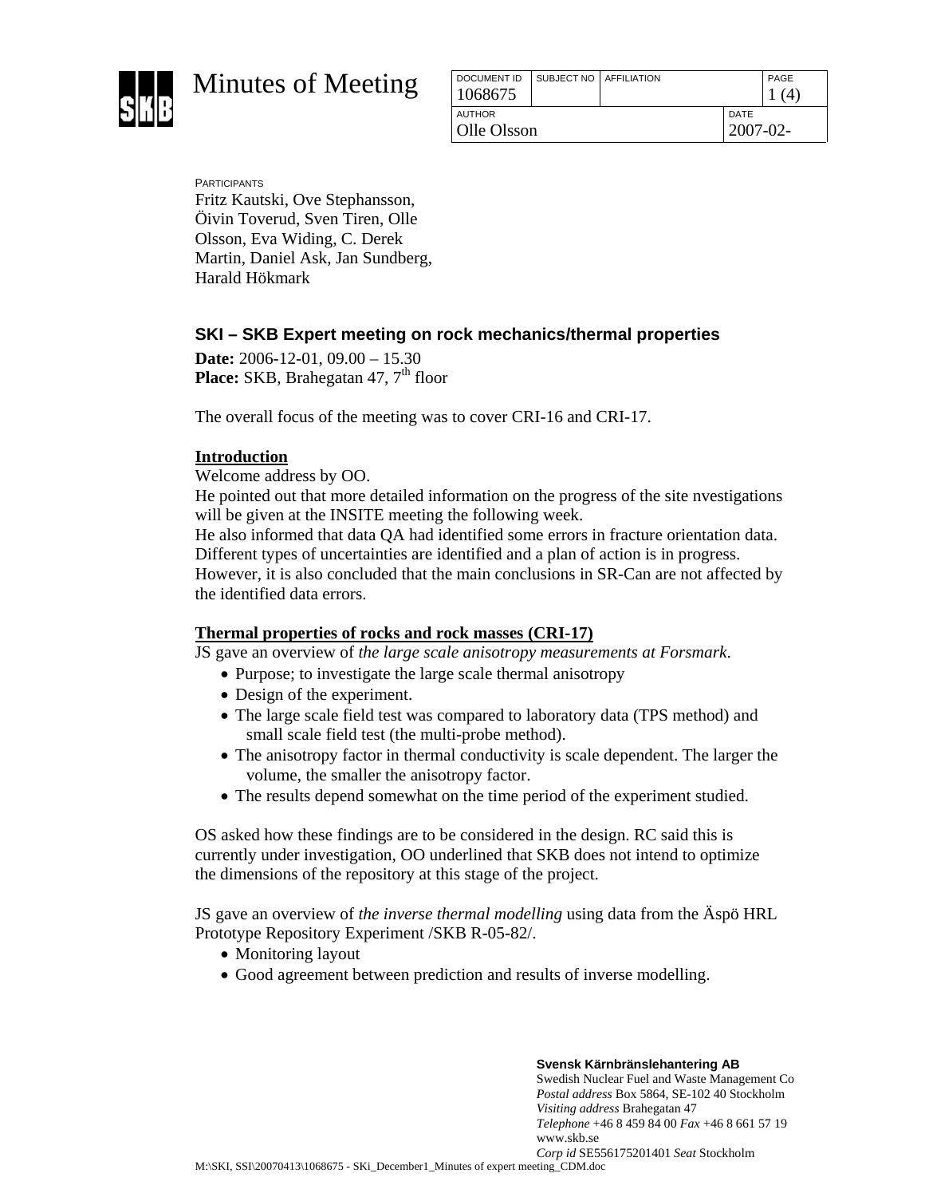# Minutes of Meeting

| DOCUMENT ID | SUBJECT NO | AFFILIATION | | PAGE |
|---|---|---|---|---|
| 1068675 | | | | 1 (4) |
| AUTHOR | | | DATE | |
| Olle Olsson | | | 2007-02- | |

PARTICIPANTS

Fritz Kautski, Ove Stephansson, Öivin Toverud, Sven Tiren, Olle Olsson, Eva Widing, C. Derek Martin, Daniel Ask, Jan Sundberg, Harald Hökmark

## SKI – SKB Expert meeting on rock mechanics/thermal properties

**Date:** 2006-12-01, 09.00 – 15.30
**Place:** SKB, Brahegatan 47, 7th floor

The overall focus of the meeting was to cover CRI-16 and CRI-17.

### Introduction

Welcome address by OO.
He pointed out that more detailed information on the progress of the site nvestigations will be given at the INSITE meeting the following week.
He also informed that data QA had identified some errors in fracture orientation data. Different types of uncertainties are identified and a plan of action is in progress. However, it is also concluded that the main conclusions in SR-Can are not affected by the identified data errors.

### Thermal properties of rocks and rock masses (CRI-17)

JS gave an overview of *the large scale anisotropy measurements at Forsmark*.

- Purpose; to investigate the large scale thermal anisotropy
- Design of the experiment.
- The large scale field test was compared to laboratory data (TPS method) and small scale field test (the multi-probe method).
- The anisotropy factor in thermal conductivity is scale dependent. The larger the volume, the smaller the anisotropy factor.
- The results depend somewhat on the time period of the experiment studied.

OS asked how these findings are to be considered in the design. RC said this is currently under investigation, OO underlined that SKB does not intend to optimize the dimensions of the repository at this stage of the project.

JS gave an overview of *the inverse thermal modelling* using data from the Äspö HRL Prototype Repository Experiment /SKB R-05-82/.

- Monitoring layout
- Good agreement between prediction and results of inverse modelling.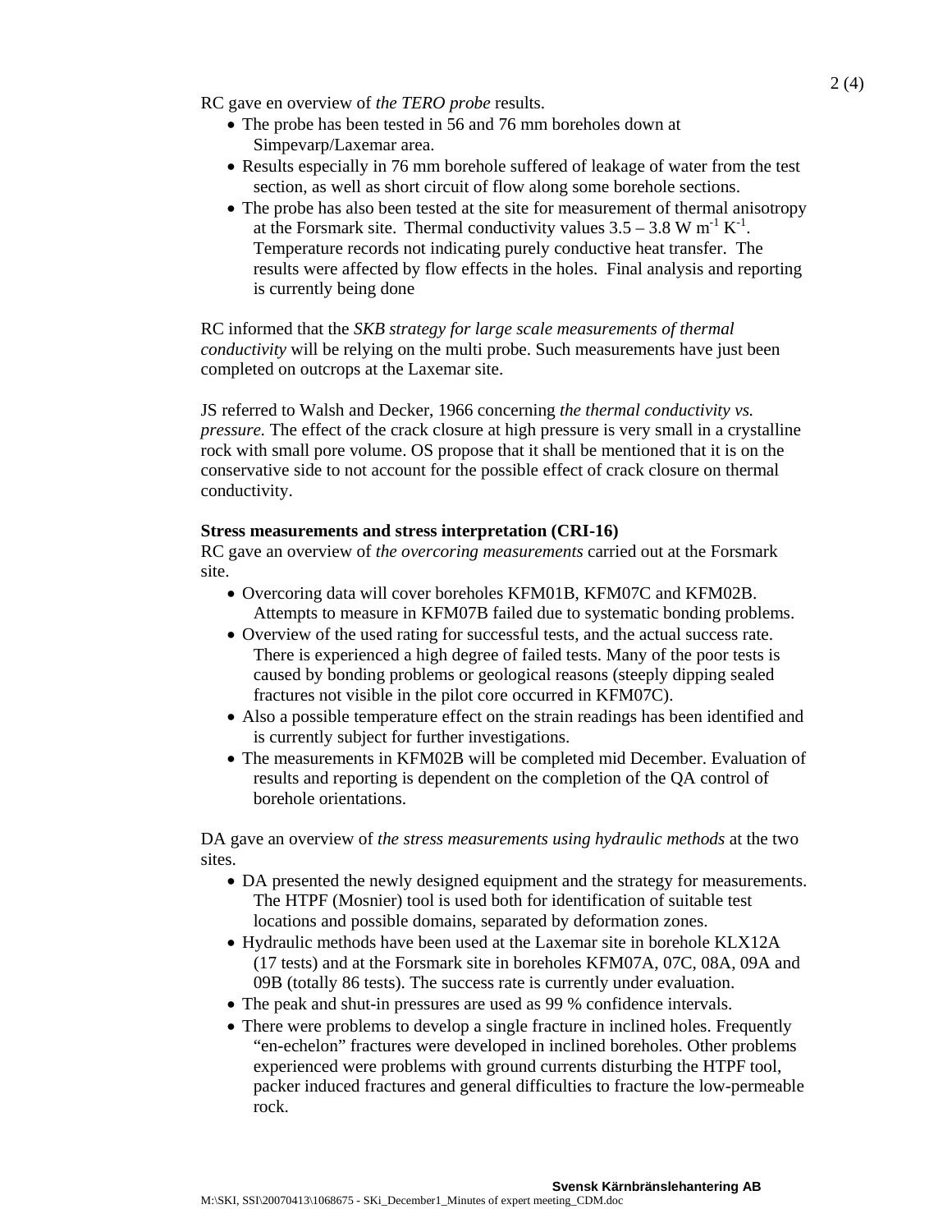RC gave en overview of *the TERO probe* results.

- The probe has been tested in 56 and 76 mm boreholes down at Simpevarp/Laxemar area.
- Results especially in 76 mm borehole suffered of leakage of water from the test section, as well as short circuit of flow along some borehole sections.
- The probe has also been tested at the site for measurement of thermal anisotropy at the Forsmark site. Thermal conductivity values $3.5 – 3.8\ W\ m^{-1}\ K^{-1}$. Temperature records not indicating purely conductive heat transfer. The results were affected by flow effects in the holes. Final analysis and reporting is currently being done

RC informed that the *SKB strategy for large scale measurements of thermal conductivity* will be relying on the multi probe. Such measurements have just been completed on outcrops at the Laxemar site.

JS referred to Walsh and Decker, 1966 concerning *the thermal conductivity vs. pressure.* The effect of the crack closure at high pressure is very small in a crystalline rock with small pore volume. OS propose that it shall be mentioned that it is on the conservative side to not account for the possible effect of crack closure on thermal conductivity.

**Stress measurements and stress interpretation (CRI-16)**

RC gave an overview of *the overcoring measurements* carried out at the Forsmark site.

- Overcoring data will cover boreholes KFM01B, KFM07C and KFM02B. Attempts to measure in KFM07B failed due to systematic bonding problems.
- Overview of the used rating for successful tests, and the actual success rate. There is experienced a high degree of failed tests. Many of the poor tests is caused by bonding problems or geological reasons (steeply dipping sealed fractures not visible in the pilot core occurred in KFM07C).
- Also a possible temperature effect on the strain readings has been identified and is currently subject for further investigations.
- The measurements in KFM02B will be completed mid December. Evaluation of results and reporting is dependent on the completion of the QA control of borehole orientations.

DA gave an overview of *the stress measurements using hydraulic methods* at the two sites.

- DA presented the newly designed equipment and the strategy for measurements. The HTPF (Mosnier) tool is used both for identification of suitable test locations and possible domains, separated by deformation zones.
- Hydraulic methods have been used at the Laxemar site in borehole KLX12A (17 tests) and at the Forsmark site in boreholes KFM07A, 07C, 08A, 09A and 09B (totally 86 tests). The success rate is currently under evaluation.
- The peak and shut-in pressures are used as 99 % confidence intervals.
- There were problems to develop a single fracture in inclined holes. Frequently "en-echelon" fractures were developed in inclined boreholes. Other problems experienced were problems with ground currents disturbing the HTPF tool, packer induced fractures and general difficulties to fracture the low-permeable rock.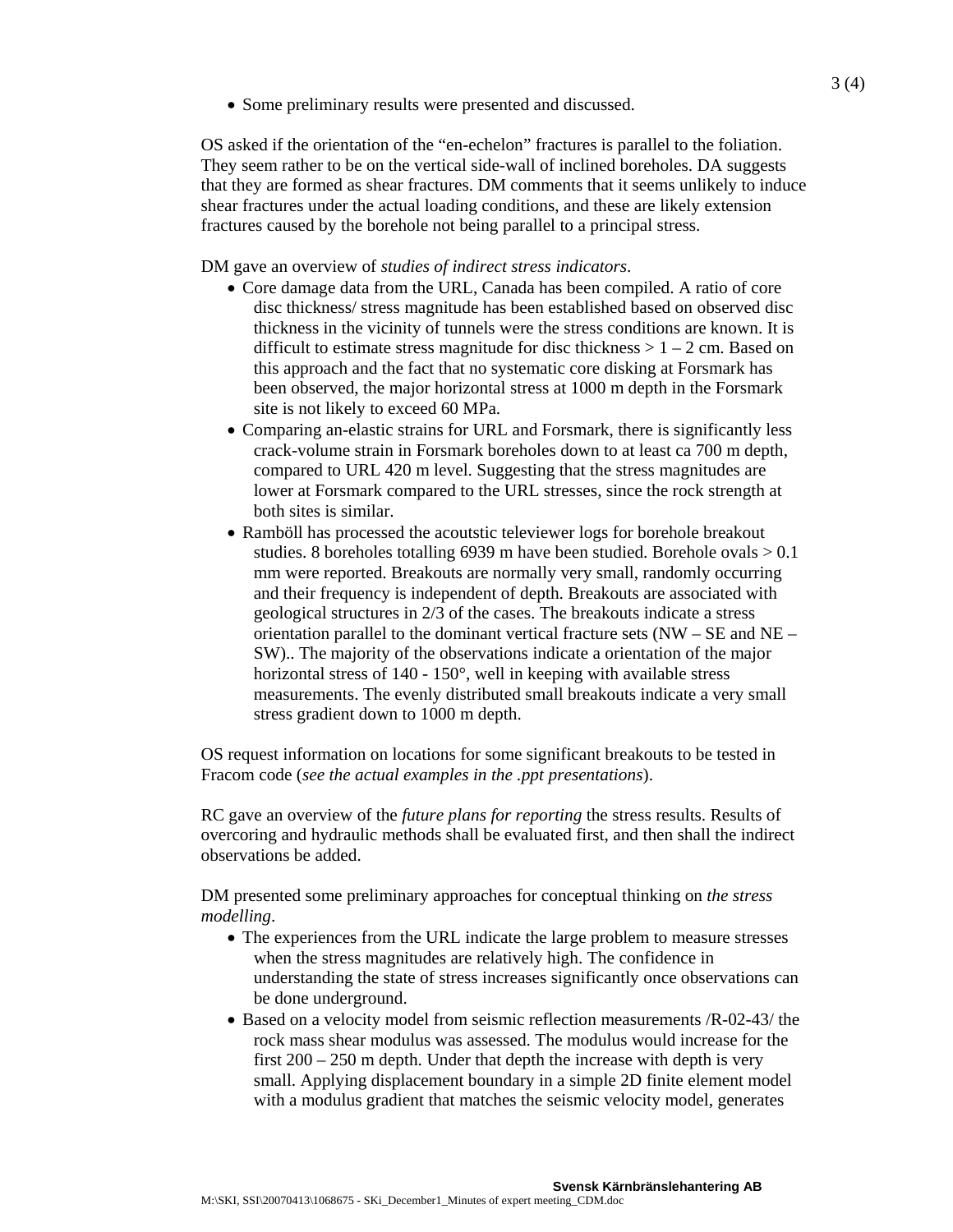- Some preliminary results were presented and discussed.

OS asked if the orientation of the “en-echelon” fractures is parallel to the foliation. They seem rather to be on the vertical side-wall of inclined boreholes. DA suggests that they are formed as shear fractures. DM comments that it seems unlikely to induce shear fractures under the actual loading conditions, and these are likely extension fractures caused by the borehole not being parallel to a principal stress.

DM gave an overview of *studies of indirect stress indicators*.

- Core damage data from the URL, Canada has been compiled. A ratio of core disc thickness/ stress magnitude has been established based on observed disc thickness in the vicinity of tunnels were the stress conditions are known. It is difficult to estimate stress magnitude for disc thickness > 1 – 2 cm. Based on this approach and the fact that no systematic core disking at Forsmark has been observed, the major horizontal stress at 1000 m depth in the Forsmark site is not likely to exceed 60 MPa.
- Comparing an-elastic strains for URL and Forsmark, there is significantly less crack-volume strain in Forsmark boreholes down to at least ca 700 m depth, compared to URL 420 m level. Suggesting that the stress magnitudes are lower at Forsmark compared to the URL stresses, since the rock strength at both sites is similar.
- Ramböll has processed the acoutstic televiewer logs for borehole breakout studies. 8 boreholes totalling 6939 m have been studied. Borehole ovals > 0.1 mm were reported. Breakouts are normally very small, randomly occurring and their frequency is independent of depth. Breakouts are associated with geological structures in 2/3 of the cases. The breakouts indicate a stress orientation parallel to the dominant vertical fracture sets (NW – SE and NE – SW).. The majority of the observations indicate a orientation of the major horizontal stress of 140 - 150°, well in keeping with available stress measurements. The evenly distributed small breakouts indicate a very small stress gradient down to 1000 m depth.

OS request information on locations for some significant breakouts to be tested in Fracom code (*see the actual examples in the .ppt presentations*).

RC gave an overview of the *future plans for reporting* the stress results. Results of overcoring and hydraulic methods shall be evaluated first, and then shall the indirect observations be added.

DM presented some preliminary approaches for conceptual thinking on *the stress modelling*.

- The experiences from the URL indicate the large problem to measure stresses when the stress magnitudes are relatively high. The confidence in understanding the state of stress increases significantly once observations can be done underground.
- Based on a velocity model from seismic reflection measurements /R-02-43/ the rock mass shear modulus was assessed. The modulus would increase for the first 200 – 250 m depth. Under that depth the increase with depth is very small. Applying displacement boundary in a simple 2D finite element model with a modulus gradient that matches the seismic velocity model, generates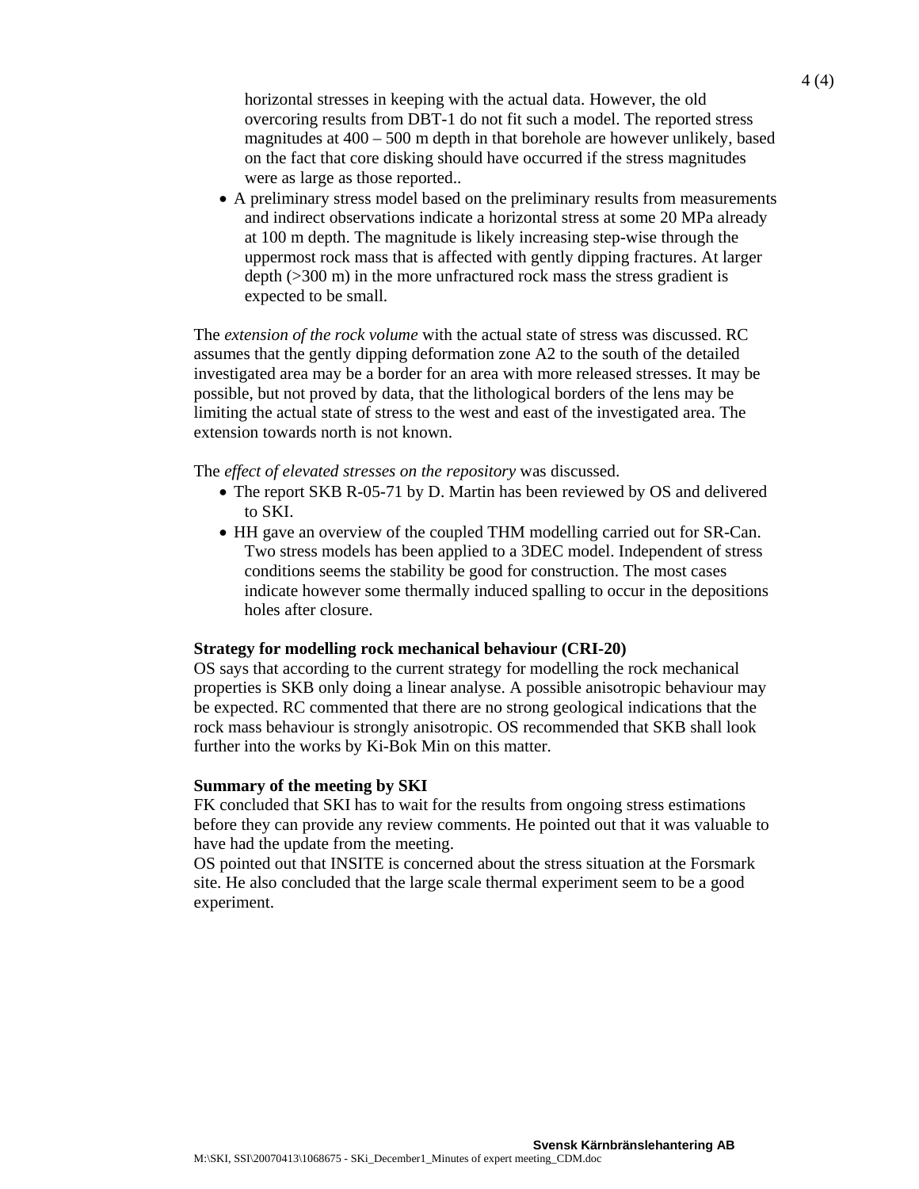horizontal stresses in keeping with the actual data. However, the old overcoring results from DBT-1 do not fit such a model. The reported stress magnitudes at 400 – 500 m depth in that borehole are however unlikely, based on the fact that core disking should have occurred if the stress magnitudes were as large as those reported..

- A preliminary stress model based on the preliminary results from measurements and indirect observations indicate a horizontal stress at some 20 MPa already at 100 m depth. The magnitude is likely increasing step-wise through the uppermost rock mass that is affected with gently dipping fractures. At larger depth (>300 m) in the more unfractured rock mass the stress gradient is expected to be small.

The *extension of the rock volume* with the actual state of stress was discussed. RC assumes that the gently dipping deformation zone A2 to the south of the detailed investigated area may be a border for an area with more released stresses. It may be possible, but not proved by data, that the lithological borders of the lens may be limiting the actual state of stress to the west and east of the investigated area. The extension towards north is not known.

The *effect of elevated stresses on the repository* was discussed.

- The report SKB R-05-71 by D. Martin has been reviewed by OS and delivered to SKI.
- HH gave an overview of the coupled THM modelling carried out for SR-Can. Two stress models has been applied to a 3DEC model. Independent of stress conditions seems the stability be good for construction. The most cases indicate however some thermally induced spalling to occur in the depositions holes after closure.

**Strategy for modelling rock mechanical behaviour (CRI-20)**
OS says that according to the current strategy for modelling the rock mechanical properties is SKB only doing a linear analyse. A possible anisotropic behaviour may be expected. RC commented that there are no strong geological indications that the rock mass behaviour is strongly anisotropic. OS recommended that SKB shall look further into the works by Ki-Bok Min on this matter.

**Summary of the meeting by SKI**
FK concluded that SKI has to wait for the results from ongoing stress estimations before they can provide any review comments. He pointed out that it was valuable to have had the update from the meeting.
OS pointed out that INSITE is concerned about the stress situation at the Forsmark site. He also concluded that the large scale thermal experiment seem to be a good experiment.